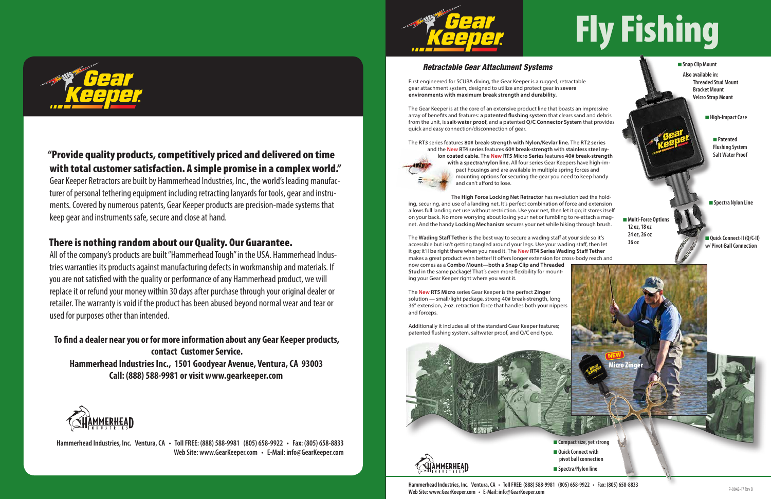# Gear Keeper

## "Provide quality products, competitively priced and delivered on time with total customer satisfaction. A simple promise in a complex world."

Gear Keeper Retractors are built by Hammerhead Industries, Inc., the world's leading manufacturer of personal tethering equipment including retracting lanyards for tools, gear and instruments. Covered by numerous patents, Gear Keeper products are precision-made systems that keep gear and instruments safe, secure and close at hand.

## There is nothing random about our Quality. Our Guarantee.

All of the company's products are built "Hammerhead Tough" in the USA. Hammerhead Industries warranties its products against manufacturing defects in workmanship and materials. If you are not satisfied with the quality or performance of any Hammerhead product, we will replace it or refund your money within 30 days after purchase through your original dealer or retailer. The warranty is void if the product has been abused beyond normal wear and tear or used for purposes other than intended.

**To find a dealer near you or for more information about any Gear Keeper products, contact Customer Service.**
**Hammerhead Industries Inc., 1501 Goodyear Avenue, Ventura, CA 93003**
**Call: (888) 588-9981 or visit www.gearkeeper.com**

HAMMERHEAD INDUSTRIES

Hammerhead Industries, Inc. Ventura, CA • Toll FREE: (888) 588-9981 (805) 658-9922 • Fax: (805) 658-8833
Web Site: www.GearKeeper.com • E-Mail: info@GearKeeper.com

---

# Gear Keeper Fly Fishing

### *Retractable Gear Attachment Systems*

First engineered for SCUBA diving, the Gear Keeper is a rugged, retractable gear attachment system, designed to utilize and protect gear in **severe environments with maximum break strength and durability.**

The Gear Keeper is at the core of an extensive product line that boasts an impressive array of benefits and features: **a patented flushing system** that clears sand and debris from the unit, is **salt-water proof,** and a patented **Q/C Connector System** that provides quick and easy connection/disconnection of gear.

The **RT3** series features **80# break-strength with Nylon/Kevlar line.** The **RT2 series** and the **New RT4 series** features **60# break-strength** with **stainless steel nylon coated cable.** The **New RT5 Micro Series** features **40# break-strength with a spectra/nylon line.** All four series Gear Keepers have high-impact housings and are available in multiple spring forces and mounting options for securing the gear you need to keep handy and can't afford to lose.

The **High Force Locking Net Retractor** has revolutionized the holding, securing, and use of a landing net. It's perfect combination of force and extension allows full landing net use without restriction. Use your net, then let it go; it stores itself on your back. No more worrying about losing your net or fumbling to re-attach a magnet. And the handy **Locking Mechanism** secures your net while hiking through brush.

The **Wading Staff Tether** is the best way to secure a wading staff at your side so it's accessible but isn't getting tangled around your legs. Use your wading staff, then let it go; it'll be right there when you need it. The **New RT4 Series Wading Staff Tether** makes a great product even better! It offers longer extension for cross-body reach and now comes as a **Combo Mount—both a Snap Clip and Threaded Stud** in the same package! That's even more flexibility for mounting your Gear Keeper right where you want it.

The **New RT5 Micro** series Gear Keeper is the perfect **Zinger** solution — small/light package, strong 40# break-strength, long 36" extension, 2-oz. retraction force that handles both your nippers and forceps.

Additionally it includes all of the standard Gear Keeper features; patented flushing system, saltwater proof, and Q/C end type.

- Snap Clip Mount
  - Also available in:
    - Threaded Stud Mount
    - Bracket Mount
    - Velcro Strap Mount
- High-Impact Case
- Patented Flushing System Salt Water Proof
- Spectra Nylon Line
- Multi-Force Options 12 oz, 18 oz 24 oz, 26 oz 36 oz
- Quick Connect-II (Q/C-II) w/ Pivot-Ball Connection

**NEW Micro Zinger**

- Compact size, yet strong
- Quick Connect with pivot ball connection
- Spectra/Nylon line

HAMMERHEAD INDUSTRIES

Hammerhead Industries, Inc. Ventura, CA • Toll FREE: (888) 588-9981 (805) 658-9922 • Fax: (805) 658-8833
Web Site: www.GearKeeper.com • E-Mail: info@GearKeeper.com

7-0042-17 Rev D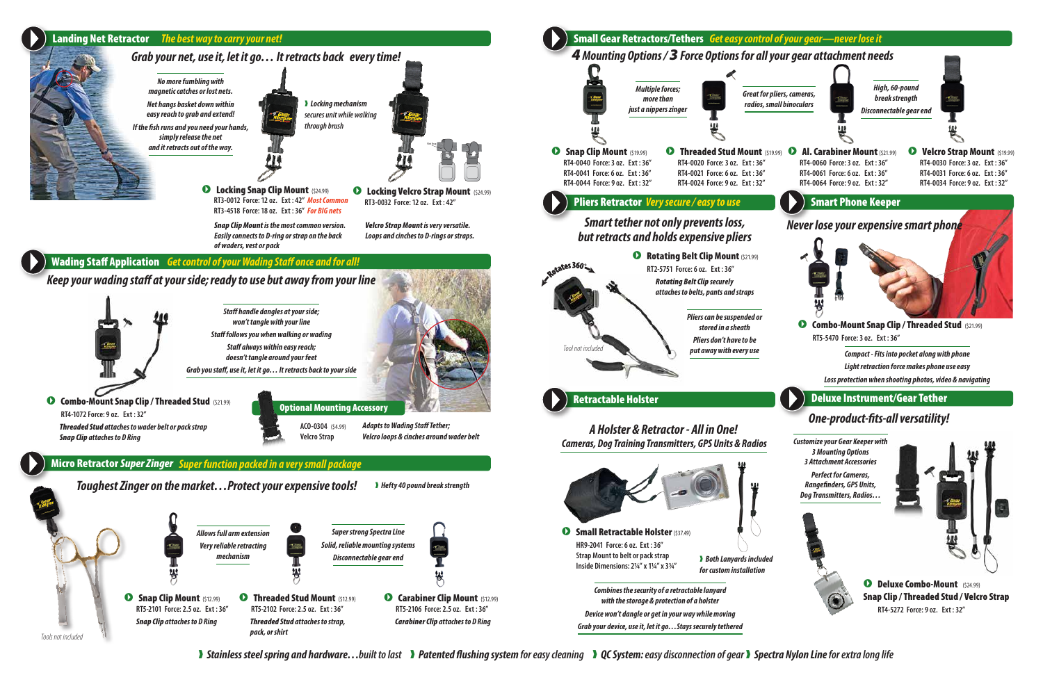## Landing Net Retractor *The best way to carry your net!*

### *Grab your net, use it, let it go… It retracts back every time!*

*No more fumbling with magnetic catches or lost nets.*

*Net hangs basket down within easy reach to grab and extend!*

*If the fish runs and you need your hands, simply release the net and it retracts out of the way.*

*Locking mechanism secures unit while walking through brush*

**Locking Snap Clip Mount** ($24.99)
RT3-0012 Force: 12 oz. Ext: 42" *Most Common*
RT3-4518 Force: 18 oz. Ext: 36" *For BIG nets*

*Snap Clip Mount is the most common version. Easily connects to D-ring or strap on the back of waders, vest or pack*

**Locking Velcro Strap Mount** ($24.99)
RT3-0032 Force: 12 oz. Ext: 42"

*Velcro Strap Mount is very versatile. Loops and cinches to D-rings or straps.*

## Wading Staff Application *Get control of your Wading Staff once and for all!*

### *Keep your wading staff at your side; ready to use but away from your line*

*Staff handle dangles at your side; won't tangle with your line*

*Staff follows you when walking or wading*

*Staff always within easy reach; doesn't tangle around your feet*

*Grab you staff, use it, let it go… It retracts back to your side*

**Combo-Mount Snap Clip / Threaded Stud** ($21.99)
RT4-1072 Force: 9 oz. Ext: 32"

*Threaded Stud attaches to wader belt or pack strap*
*Snap Clip attaches to D Ring*

**Optional Mounting Accessory**

ACO-0304 ($4.99)
Velcro Strap

*Adapts to Wading Staff Tether; Velcro loops & cinches around wader belt*

## Micro Retractor *Super Zinger* *Super function packed in a very small package*

### *Toughest Zinger on the market…Protect your expensive tools!*

Hefty 40 pound break strength

*Allows full arm extension*

*Very reliable retracting mechanism*

*Super strong Spectra Line*

*Solid, reliable mounting systems*

*Disconnectable gear end*

**Snap Clip Mount** ($12.99)
RT5-2101 Force: 2.5 oz. Ext: 36"
*Snap Clip attaches to D Ring*

**Threaded Stud Mount** ($12.99)
RT5-2102 Force: 2.5 oz. Ext: 36"
*Threaded Stud attaches to strap, pack, or shirt*

**Carabiner Clip Mount** ($12.99)
RT5-2106 Force: 2.5 oz. Ext: 36"
*Carabiner Clip attaches to D Ring*

*Tools not included*

## Small Gear Retractors/Tethers *Get easy control of your gear—never lose it*

### *4 Mounting Options / 3 Force Options for all your gear attachment needs*

*Multiple forces; more than just a nippers zinger*

*Great for pliers, cameras, radios, small binoculars*

*High, 60-pound break strength*

*Disconnectable gear end*

**Snap Clip Mount** ($19.99)
RT4-0040 Force: 3 oz. Ext: 36"
RT4-0041 Force: 6 oz. Ext: 36"
RT4-0044 Force: 9 oz. Ext: 32"

**Threaded Stud Mount** ($19.99)
RT4-0020 Force: 3 oz. Ext: 36"
RT4-0021 Force: 6 oz. Ext: 36"
RT4-0024 Force: 9 oz. Ext: 32"

**Al. Carabiner Mount** ($21.99)
RT4-0060 Force: 3 oz. Ext: 36"
RT4-0061 Force: 6 oz. Ext: 36"
RT4-0064 Force: 9 oz. Ext: 32"

**Velcro Strap Mount** ($19.99)
RT4-0030 Force: 3 oz. Ext: 36"
RT4-0031 Force: 6 oz. Ext: 36"
RT4-0034 Force: 9 oz. Ext: 32"

## Pliers Retractor *Very secure / easy to use*

### *Smart tether not only prevents loss, but retracts and holds expensive pliers*

Rotates 360°

**Rotating Belt Clip Mount** ($21.99)
RT2-5751 Force: 6 oz. Ext: 36"

*Rotating Belt Clip securely attaches to belts, pants and straps*

*Pliers can be suspended or stored in a sheath*

*Pliers don't have to be put away with every use*

*Tool not included*

## Smart Phone Keeper

### *Never lose your expensive smart phone*

**Combo-Mount Snap Clip / Threaded Stud** ($21.99)
RT5-5470 Force: 3 oz. Ext: 36"

*Compact - Fits into pocket along with phone*

*Light retraction force makes phone use easy*

*Loss protection when shooting photos, video & navigating*

## Retractable Holster

### *A Holster & Retractor - All in One!*

*Cameras, Dog Training Transmitters, GPS Units & Radios*

**Small Retractable Holster** ($37.49)
HR9-2041 Force: 6 oz. Ext: 36"
Strap Mount to belt or pack strap
Inside Dimensions: 2¼" x 1¼" x 3¾"

Both Lanyards included for custom installation

*Combines the security of a retractable lanyard with the storage & protection of a holster*

*Device won't dangle or get in your way while moving*

*Grab your device, use it, let it go…Stays securely tethered*

## Deluxe Instrument/Gear Tether

### *One-product-fits-all versatility!*

*Customize your Gear Keeper with 3 Mounting Options 3 Attachment Accessories*

*Perfect for Cameras, Rangefinders, GPS Units, Dog Transmitters, Radios…*

**Deluxe Combo-Mount** ($24.99)
**Snap Clip / Threaded Stud / Velcro Strap**
RT4-5272 Force: 9 oz. Ext: 32"

Stainless steel spring and hardware…built to last · Patented flushing system for easy cleaning · QC System: easy disconnection of gear · Spectra Nylon Line for extra long life